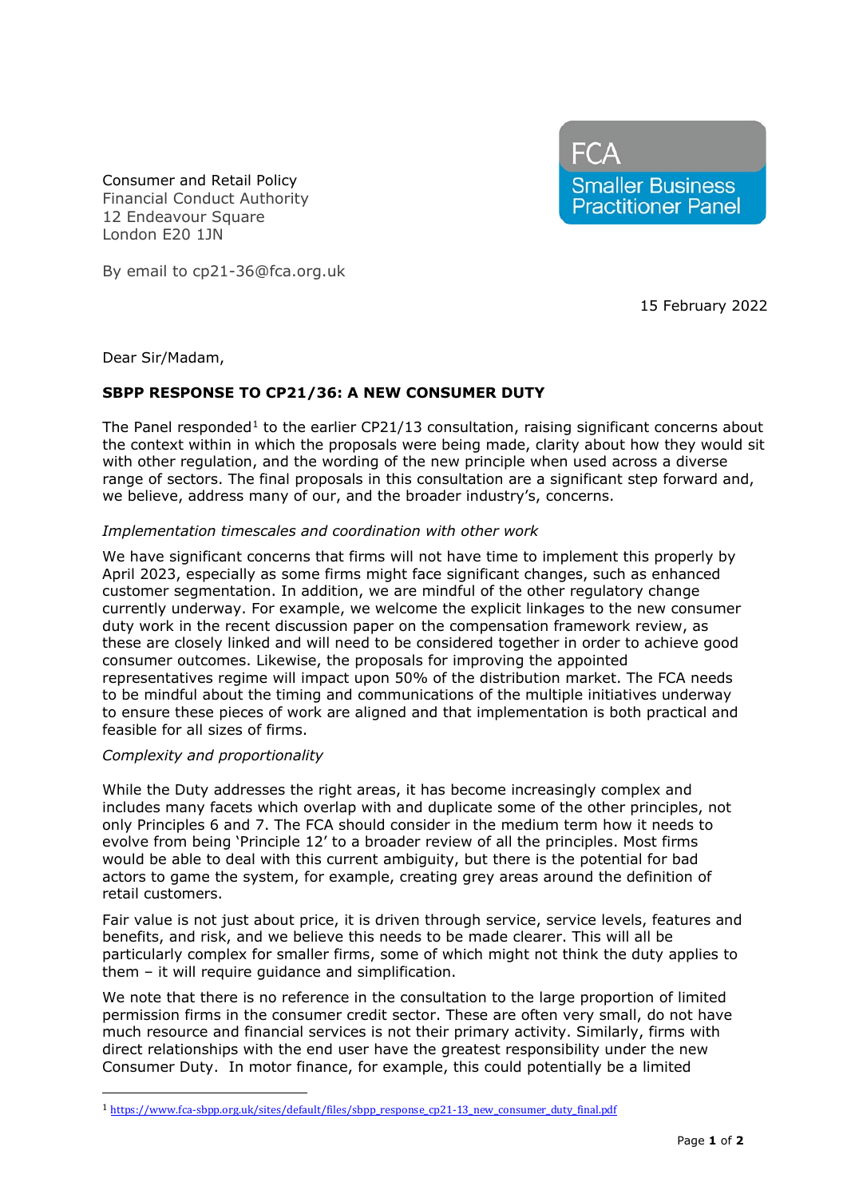FCA
Smaller Business Practitioner Panel

Consumer and Retail Policy
Financial Conduct Authority
12 Endeavour Square
London E20 1JN

By email to cp21-36@fca.org.uk

15 February 2022

Dear Sir/Madam,

**SBPP RESPONSE TO CP21/36: A NEW CONSUMER DUTY**

The Panel responded[1] to the earlier CP21/13 consultation, raising significant concerns about the context within in which the proposals were being made, clarity about how they would sit with other regulation, and the wording of the new principle when used across a diverse range of sectors. The final proposals in this consultation are a significant step forward and, we believe, address many of our, and the broader industry's, concerns.

*Implementation timescales and coordination with other work*

We have significant concerns that firms will not have time to implement this properly by April 2023, especially as some firms might face significant changes, such as enhanced customer segmentation. In addition, we are mindful of the other regulatory change currently underway. For example, we welcome the explicit linkages to the new consumer duty work in the recent discussion paper on the compensation framework review, as these are closely linked and will need to be considered together in order to achieve good consumer outcomes. Likewise, the proposals for improving the appointed representatives regime will impact upon 50% of the distribution market. The FCA needs to be mindful about the timing and communications of the multiple initiatives underway to ensure these pieces of work are aligned and that implementation is both practical and feasible for all sizes of firms.

*Complexity and proportionality*

While the Duty addresses the right areas, it has become increasingly complex and includes many facets which overlap with and duplicate some of the other principles, not only Principles 6 and 7. The FCA should consider in the medium term how it needs to evolve from being 'Principle 12' to a broader review of all the principles. Most firms would be able to deal with this current ambiguity, but there is the potential for bad actors to game the system, for example, creating grey areas around the definition of retail customers.

Fair value is not just about price, it is driven through service, service levels, features and benefits, and risk, and we believe this needs to be made clearer. This will all be particularly complex for smaller firms, some of which might not think the duty applies to them – it will require guidance and simplification.

We note that there is no reference in the consultation to the large proportion of limited permission firms in the consumer credit sector. These are often very small, do not have much resource and financial services is not their primary activity. Similarly, firms with direct relationships with the end user have the greatest responsibility under the new Consumer Duty. In motor finance, for example, this could potentially be a limited

[1] https://www.fca-sbpp.org.uk/sites/default/files/sbpp_response_cp21-13_new_consumer_duty_final.pdf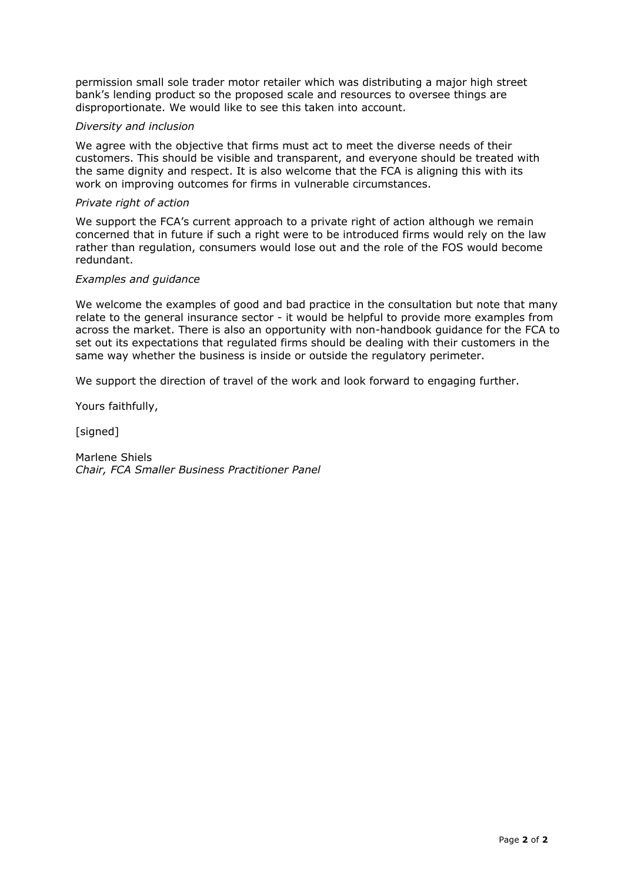permission small sole trader motor retailer which was distributing a major high street bank's lending product so the proposed scale and resources to oversee things are disproportionate. We would like to see this taken into account.

*Diversity and inclusion*

We agree with the objective that firms must act to meet the diverse needs of their customers. This should be visible and transparent, and everyone should be treated with the same dignity and respect. It is also welcome that the FCA is aligning this with its work on improving outcomes for firms in vulnerable circumstances.

*Private right of action*

We support the FCA's current approach to a private right of action although we remain concerned that in future if such a right were to be introduced firms would rely on the law rather than regulation, consumers would lose out and the role of the FOS would become redundant.

*Examples and guidance*

We welcome the examples of good and bad practice in the consultation but note that many relate to the general insurance sector - it would be helpful to provide more examples from across the market. There is also an opportunity with non-handbook guidance for the FCA to set out its expectations that regulated firms should be dealing with their customers in the same way whether the business is inside or outside the regulatory perimeter.

We support the direction of travel of the work and look forward to engaging further.

Yours faithfully,

[signed]

Marlene Shiels
*Chair, FCA Smaller Business Practitioner Panel*